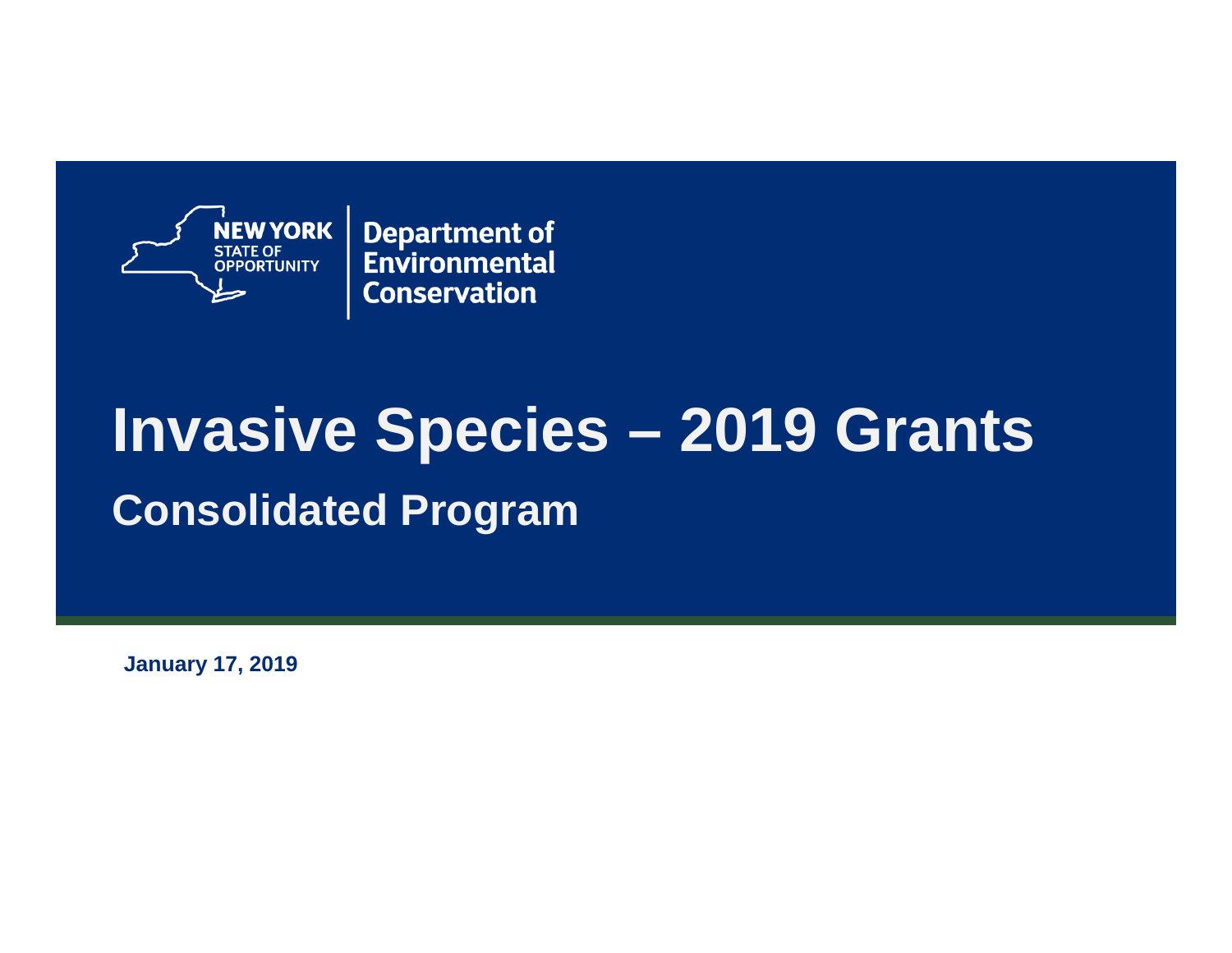NEW YORK STATE OF OPPORTUNITY | Department of Environmental Conservation

# Invasive Species – 2019 Grants

## Consolidated Program

**January 17, 2019**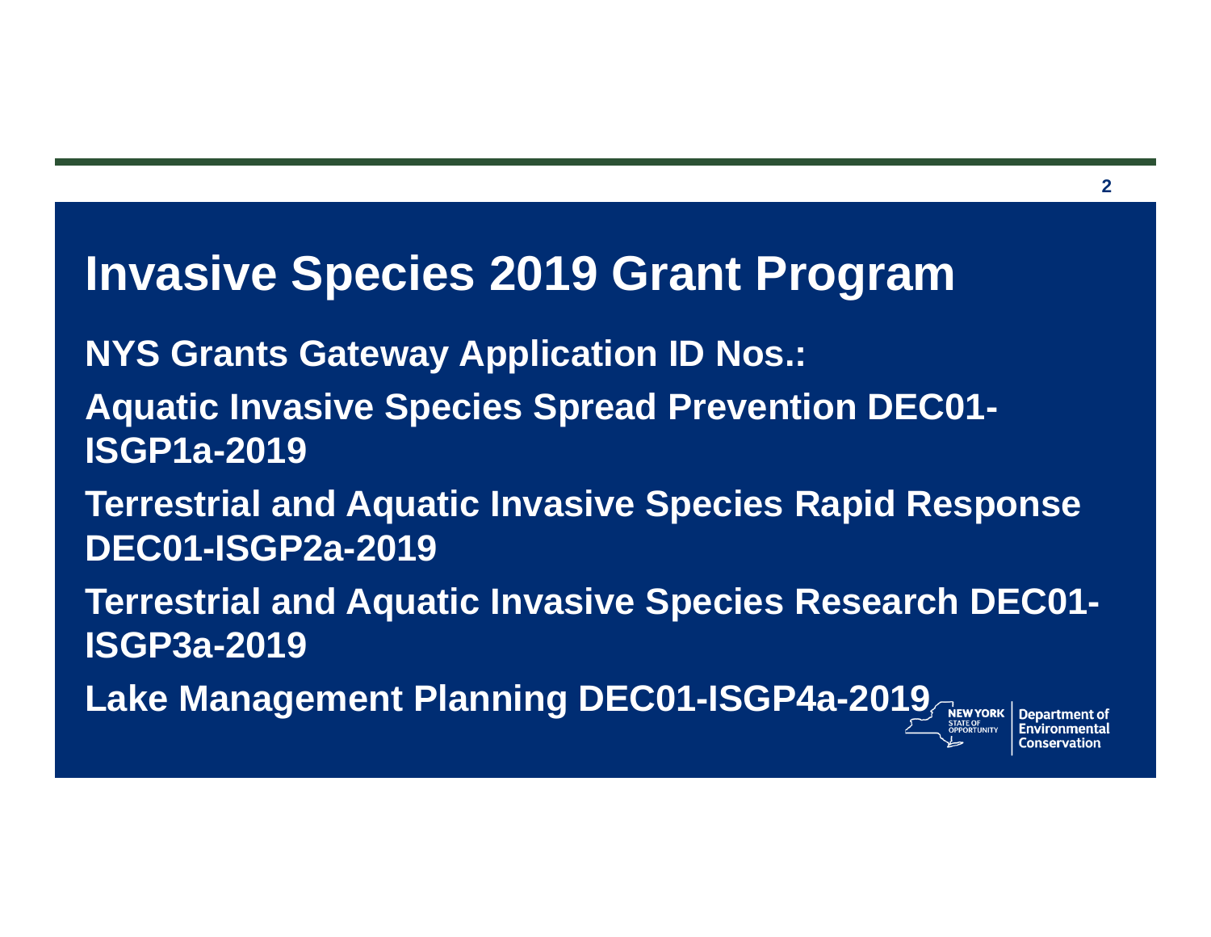# Invasive Species 2019 Grant Program

**NYS Grants Gateway Application ID Nos.:**

**Aquatic Invasive Species Spread Prevention DEC01-ISGP1a-2019**

**Terrestrial and Aquatic Invasive Species Rapid Response DEC01-ISGP2a-2019**

**Terrestrial and Aquatic Invasive Species Research DEC01-ISGP3a-2019**

**Lake Management Planning DEC01-ISGP4a-2019**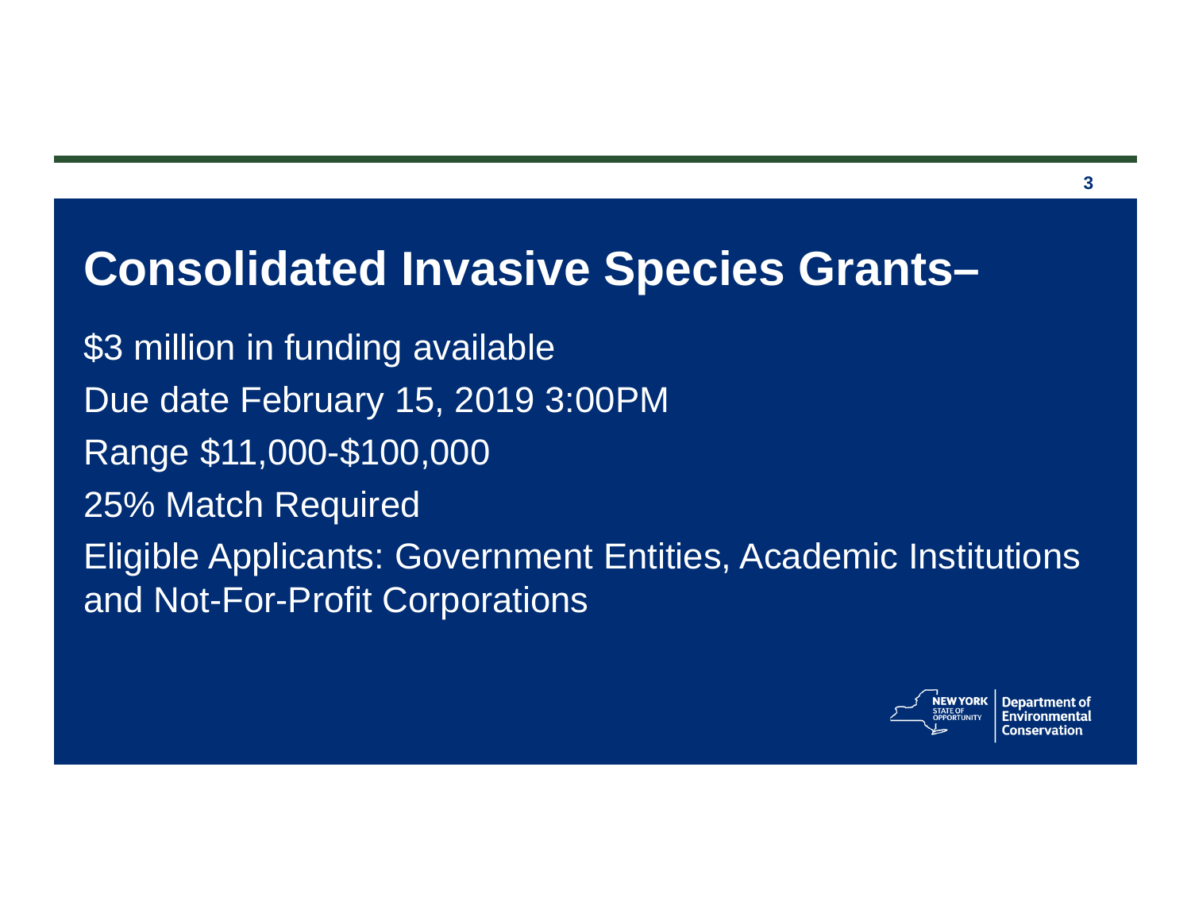# Consolidated Invasive Species Grants–

$3 million in funding available

Due date February 15, 2019 3:00PM

Range $11,000-$100,000

25% Match Required

Eligible Applicants: Government Entities, Academic Institutions and Not-For-Profit Corporations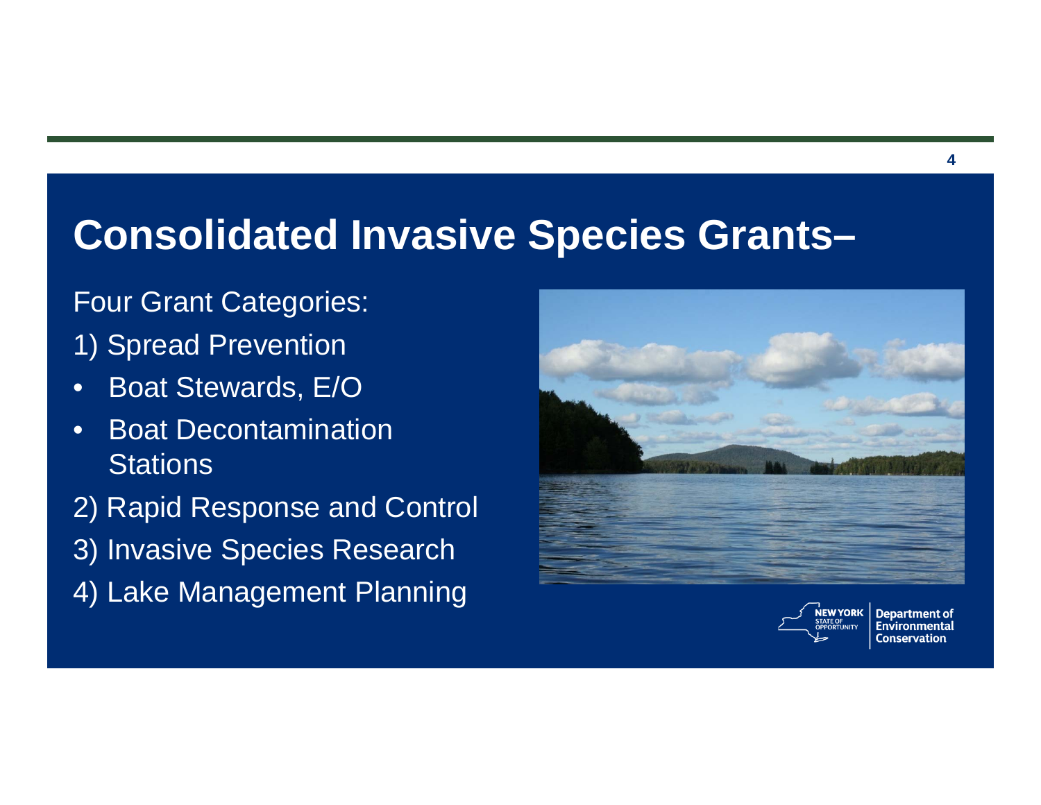# Consolidated Invasive Species Grants–

Four Grant Categories:

1) Spread Prevention

- Boat Stewards, E/O
- Boat Decontamination Stations

2) Rapid Response and Control

3) Invasive Species Research

4) Lake Management Planning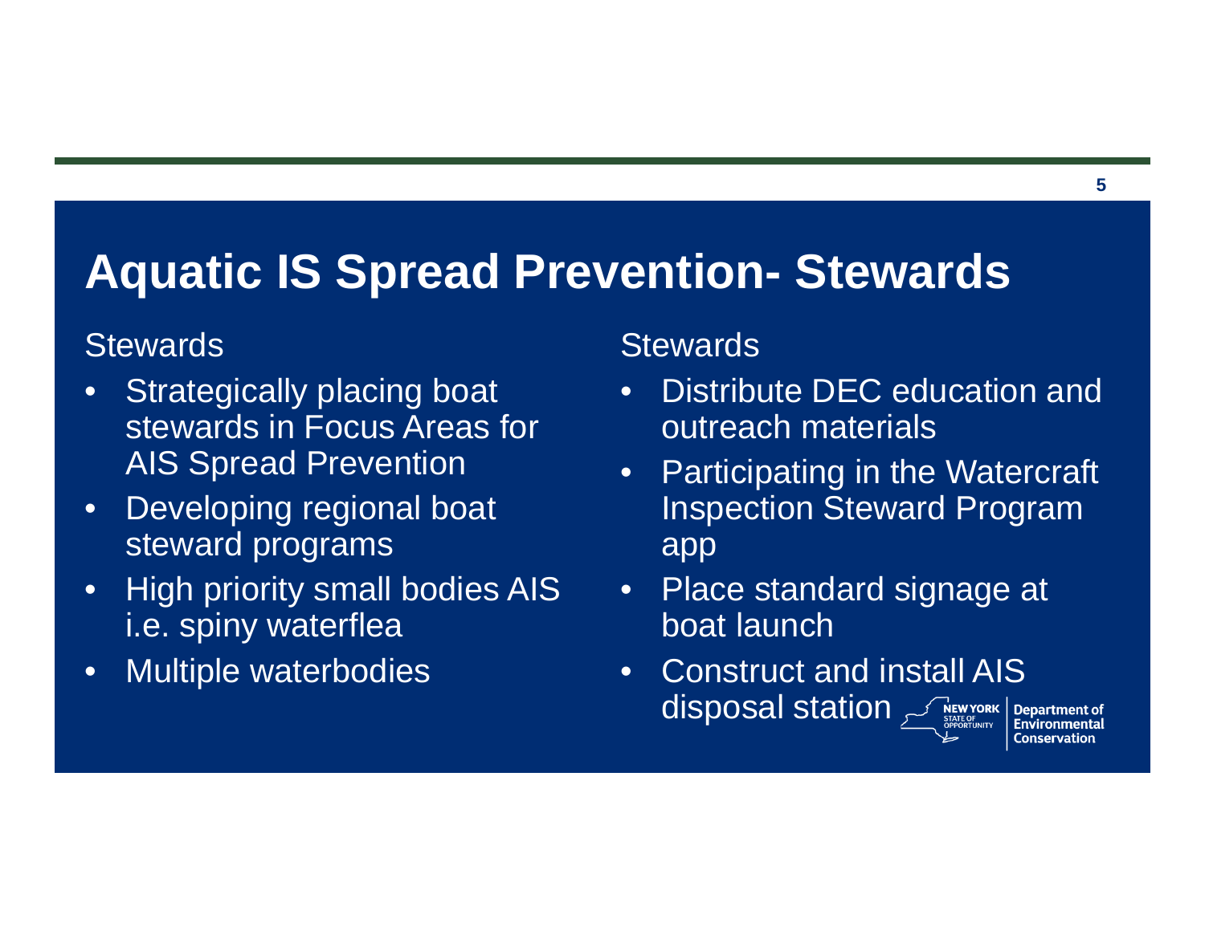# Aquatic IS Spread Prevention- Stewards

Stewards

- Strategically placing boat stewards in Focus Areas for AIS Spread Prevention
- Developing regional boat steward programs
- High priority small bodies AIS i.e. spiny waterflea
- Multiple waterbodies

Stewards

- Distribute DEC education and outreach materials
- Participating in the Watercraft Inspection Steward Program app
- Place standard signage at boat launch
- Construct and install AIS disposal station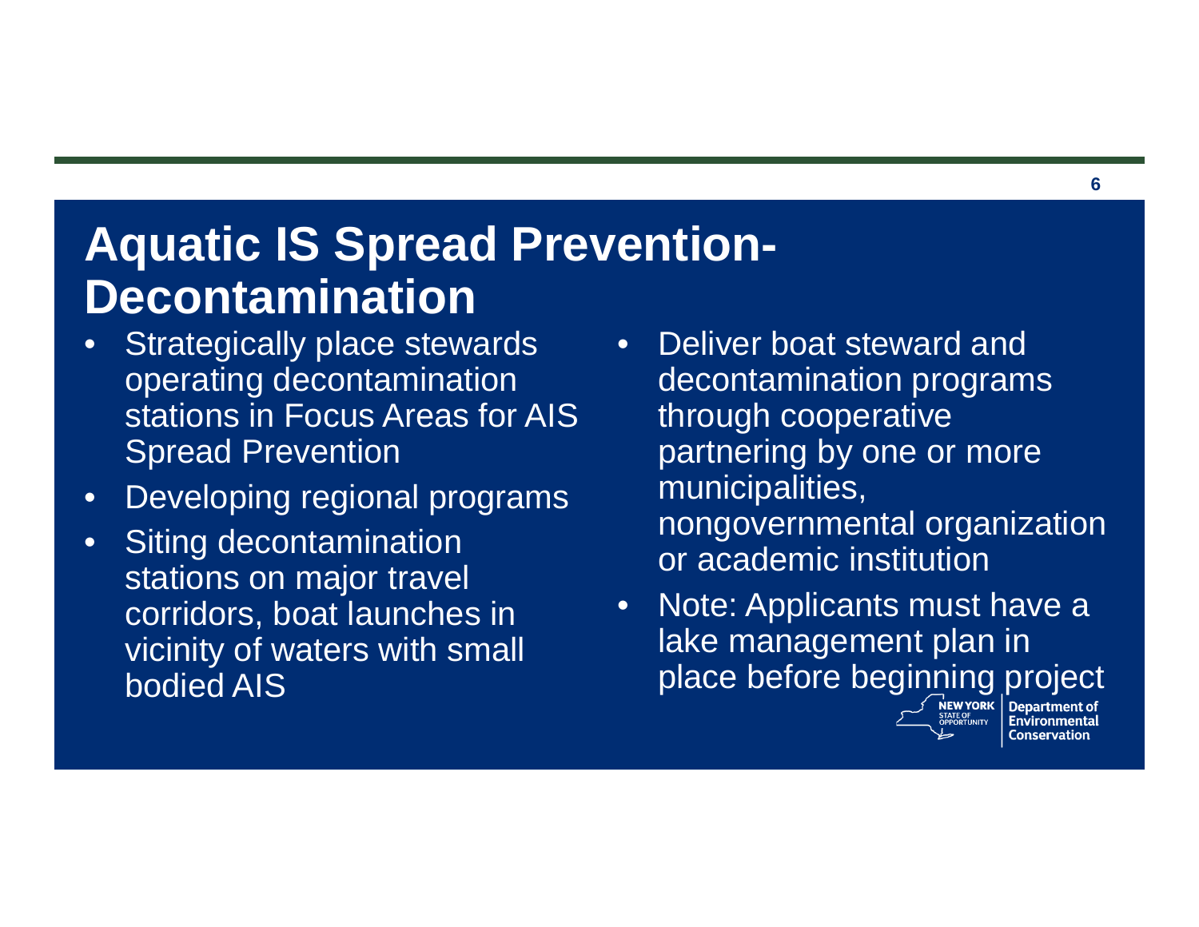# Aquatic IS Spread Prevention- Decontamination

- Strategically place stewards operating decontamination stations in Focus Areas for AIS Spread Prevention
- Developing regional programs
- Siting decontamination stations on major travel corridors, boat launches in vicinity of waters with small bodied AIS
- Deliver boat steward and decontamination programs through cooperative partnering by one or more municipalities, nongovernmental organization or academic institution
- Note: Applicants must have a lake management plan in place before beginning project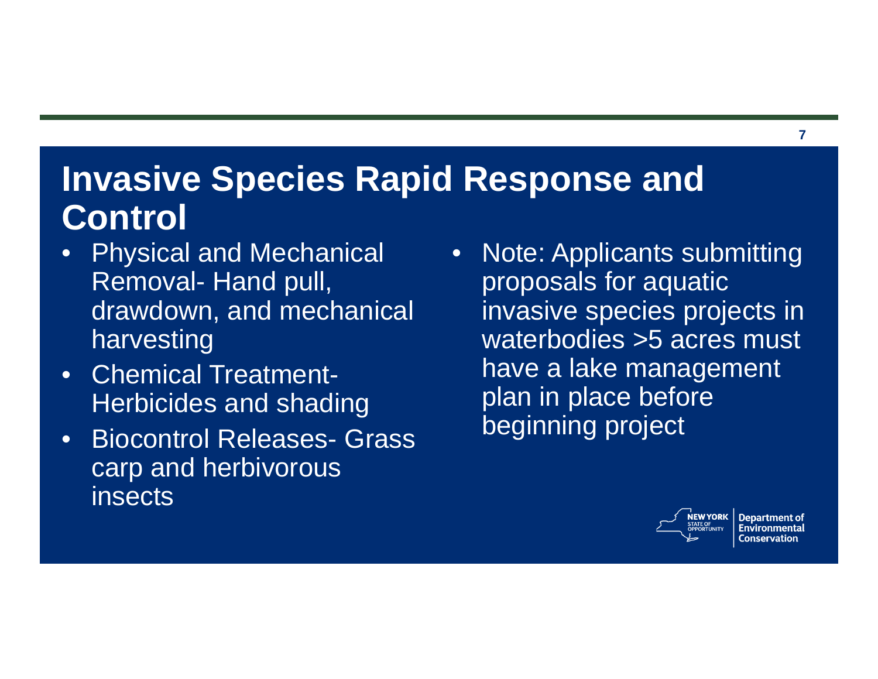# Invasive Species Rapid Response and Control

- Physical and Mechanical Removal- Hand pull, drawdown, and mechanical harvesting
- Chemical Treatment- Herbicides and shading
- Biocontrol Releases- Grass carp and herbivorous insects

- Note: Applicants submitting proposals for aquatic invasive species projects in waterbodies >5 acres must have a lake management plan in place before beginning project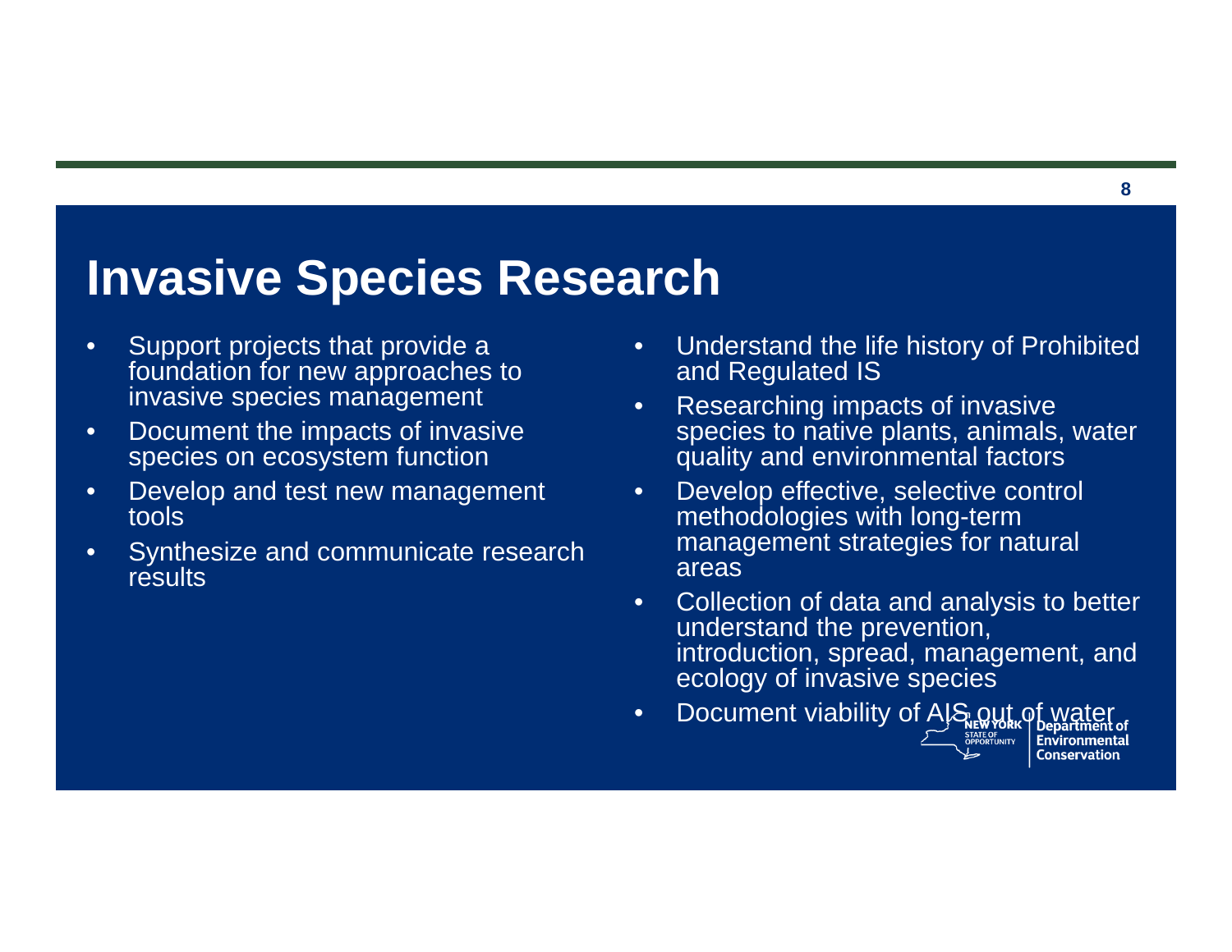# Invasive Species Research

- Support projects that provide a foundation for new approaches to invasive species management
- Document the impacts of invasive species on ecosystem function
- Develop and test new management tools
- Synthesize and communicate research results
- Understand the life history of Prohibited and Regulated IS
- Researching impacts of invasive species to native plants, animals, water quality and environmental factors
- Develop effective, selective control methodologies with long-term management strategies for natural areas
- Collection of data and analysis to better understand the prevention, introduction, spread, management, and ecology of invasive species
- Document viability of AIS out of water

NEW YORK STATE OF OPPORTUNITY | Department of Environmental Conservation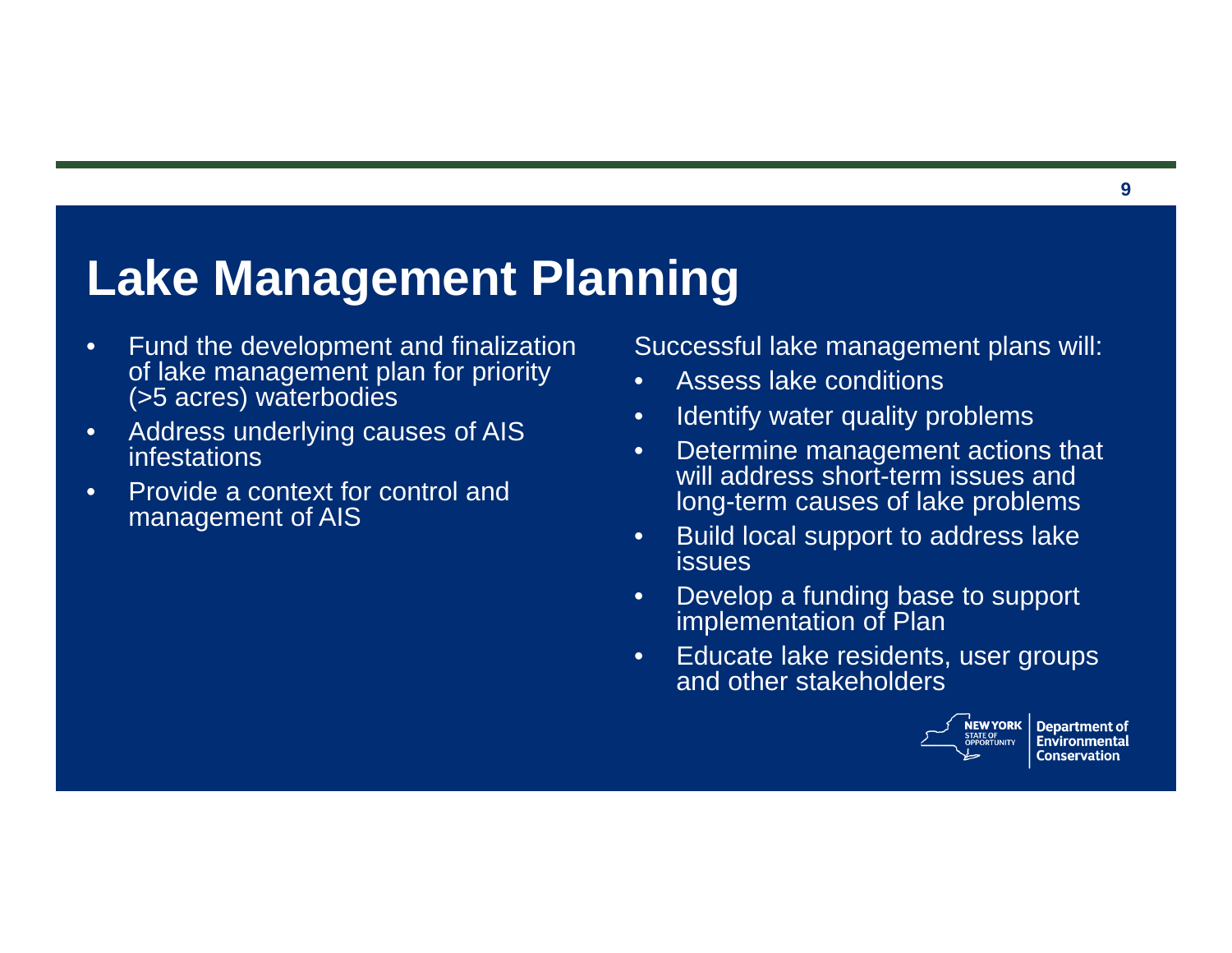# Lake Management Planning

- Fund the development and finalization of lake management plan for priority (>5 acres) waterbodies
- Address underlying causes of AIS infestations
- Provide a context for control and management of AIS

Successful lake management plans will:

- Assess lake conditions
- Identify water quality problems
- Determine management actions that will address short-term issues and long-term causes of lake problems
- Build local support to address lake issues
- Develop a funding base to support implementation of Plan
- Educate lake residents, user groups and other stakeholders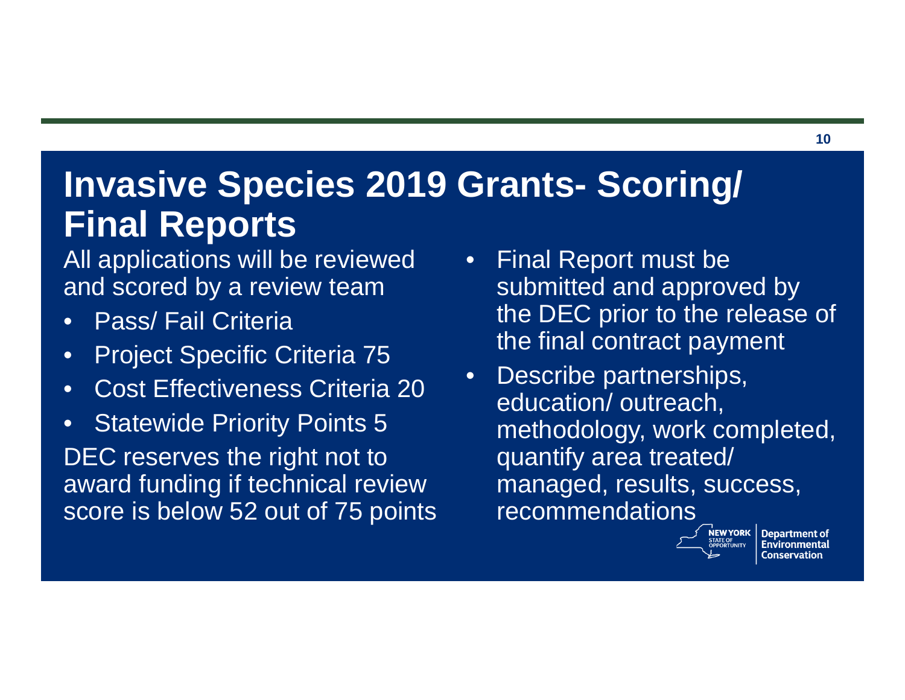# Invasive Species 2019 Grants- Scoring/ Final Reports

All applications will be reviewed and scored by a review team

- Pass/ Fail Criteria
- Project Specific Criteria 75
- Cost Effectiveness Criteria 20
- Statewide Priority Points 5

DEC reserves the right not to award funding if technical review score is below 52 out of 75 points

- Final Report must be submitted and approved by the DEC prior to the release of the final contract payment
- Describe partnerships, education/ outreach, methodology, work completed, quantify area treated/ managed, results, success, recommendations

NEW YORK STATE OF OPPORTUNITY | Department of Environmental Conservation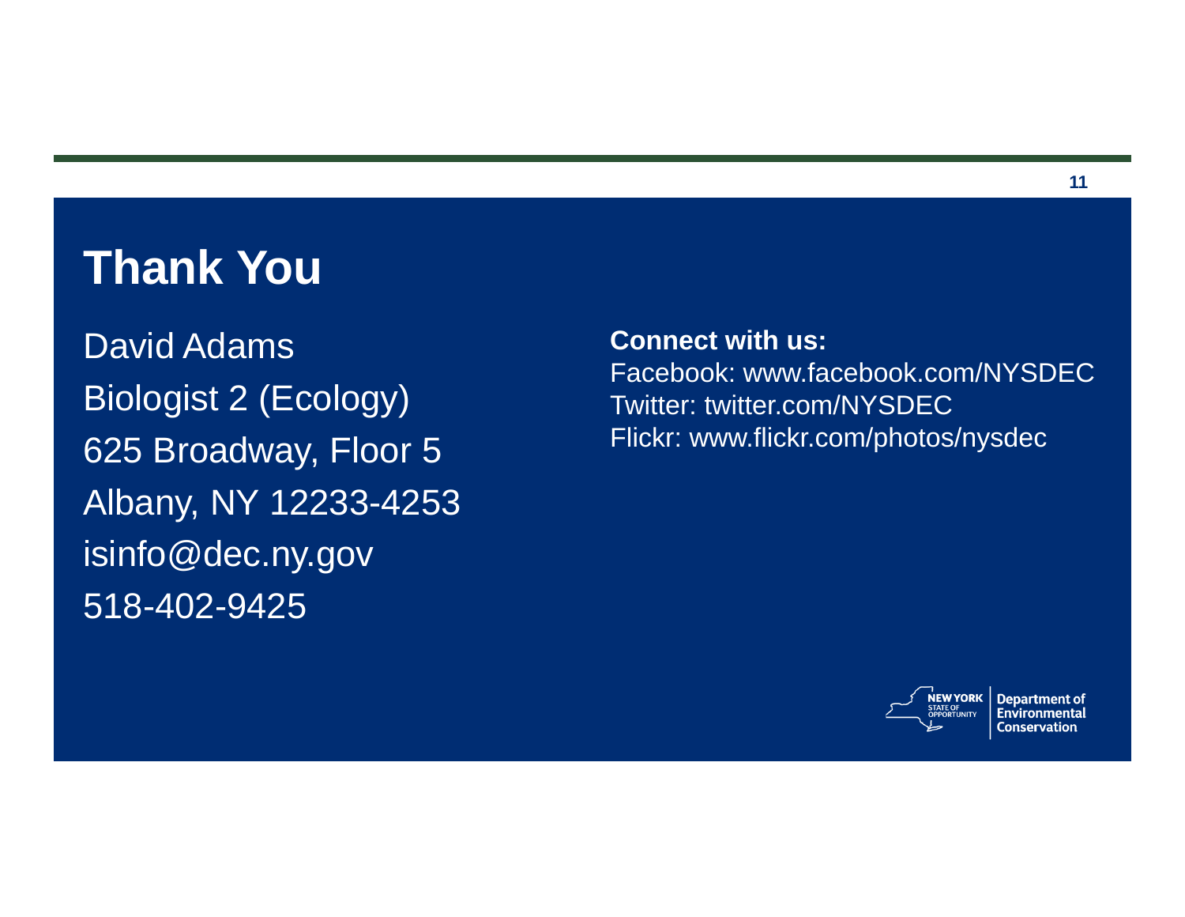# Thank You

David Adams

Biologist 2 (Ecology)

625 Broadway, Floor 5

Albany, NY 12233-4253

isinfo@dec.ny.gov

518-402-9425

**Connect with us:**

Facebook: www.facebook.com/NYSDEC

Twitter: twitter.com/NYSDEC

Flickr: www.flickr.com/photos/nysdec

NEW YORK STATE OF OPPORTUNITY | Department of Environmental Conservation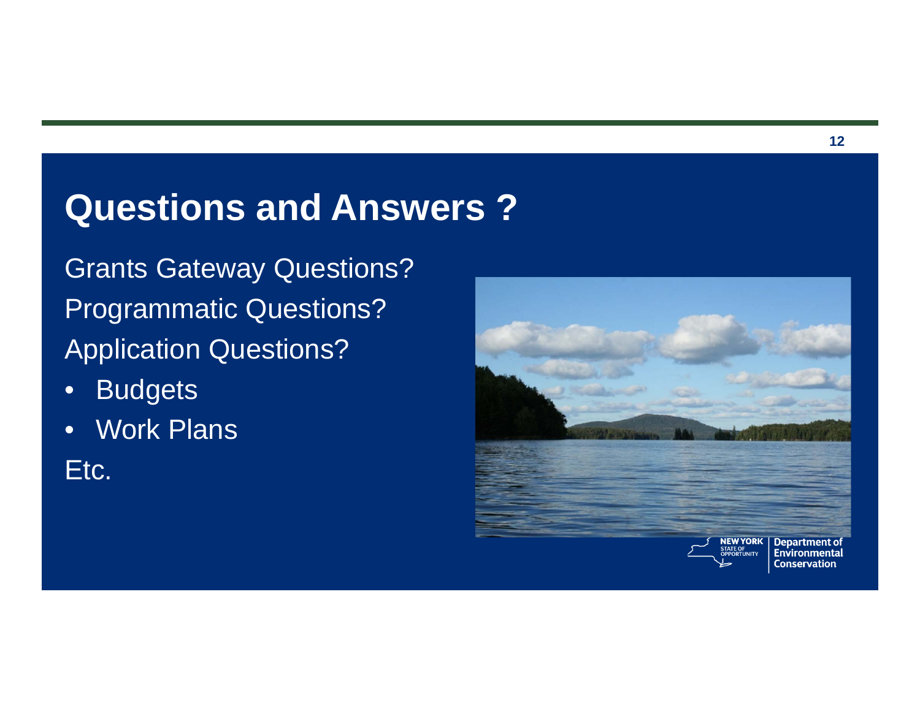# Questions and Answers ?

Grants Gateway Questions?

Programmatic Questions?

Application Questions?

- Budgets
- Work Plans

Etc.